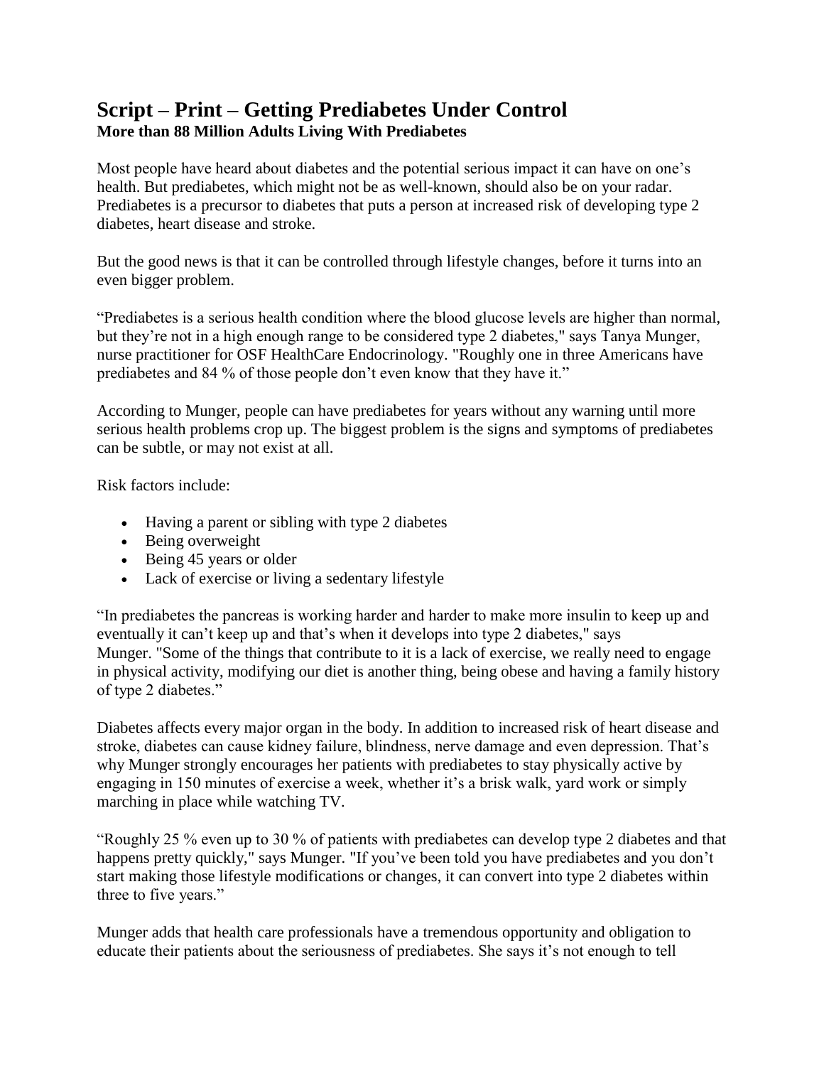# Script – Print – Getting Prediabetes Under Control

**More than 88 Million Adults Living With Prediabetes**

Most people have heard about diabetes and the potential serious impact it can have on one's health. But prediabetes, which might not be as well-known, should also be on your radar. Prediabetes is a precursor to diabetes that puts a person at increased risk of developing type 2 diabetes, heart disease and stroke.

But the good news is that it can be controlled through lifestyle changes, before it turns into an even bigger problem.

"Prediabetes is a serious health condition where the blood glucose levels are higher than normal, but they're not in a high enough range to be considered type 2 diabetes," says Tanya Munger, nurse practitioner for OSF HealthCare Endocrinology. "Roughly one in three Americans have prediabetes and 84 % of those people don't even know that they have it."

According to Munger, people can have prediabetes for years without any warning until more serious health problems crop up. The biggest problem is the signs and symptoms of prediabetes can be subtle, or may not exist at all.

Risk factors include:

- Having a parent or sibling with type 2 diabetes
- Being overweight
- Being 45 years or older
- Lack of exercise or living a sedentary lifestyle

"In prediabetes the pancreas is working harder and harder to make more insulin to keep up and eventually it can't keep up and that's when it develops into type 2 diabetes," says Munger. "Some of the things that contribute to it is a lack of exercise, we really need to engage in physical activity, modifying our diet is another thing, being obese and having a family history of type 2 diabetes."

Diabetes affects every major organ in the body. In addition to increased risk of heart disease and stroke, diabetes can cause kidney failure, blindness, nerve damage and even depression. That's why Munger strongly encourages her patients with prediabetes to stay physically active by engaging in 150 minutes of exercise a week, whether it's a brisk walk, yard work or simply marching in place while watching TV.

"Roughly 25 % even up to 30 % of patients with prediabetes can develop type 2 diabetes and that happens pretty quickly," says Munger. "If you've been told you have prediabetes and you don't start making those lifestyle modifications or changes, it can convert into type 2 diabetes within three to five years."

Munger adds that health care professionals have a tremendous opportunity and obligation to educate their patients about the seriousness of prediabetes. She says it's not enough to tell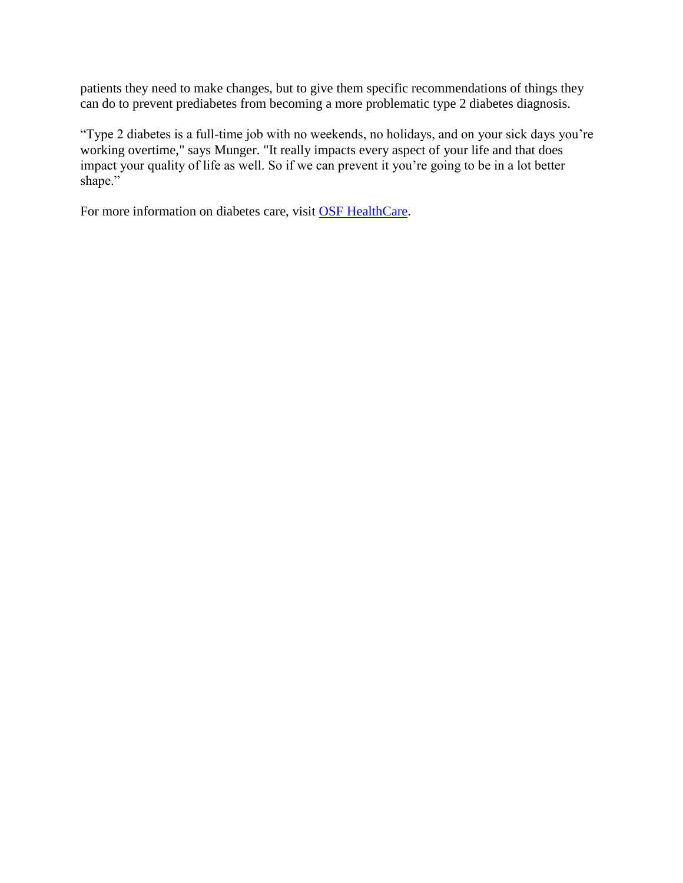patients they need to make changes, but to give them specific recommendations of things they can do to prevent prediabetes from becoming a more problematic type 2 diabetes diagnosis.

"Type 2 diabetes is a full-time job with no weekends, no holidays, and on your sick days you're working overtime," says Munger. "It really impacts every aspect of your life and that does impact your quality of life as well. So if we can prevent it you're going to be in a lot better shape."

For more information on diabetes care, visit OSF HealthCare.